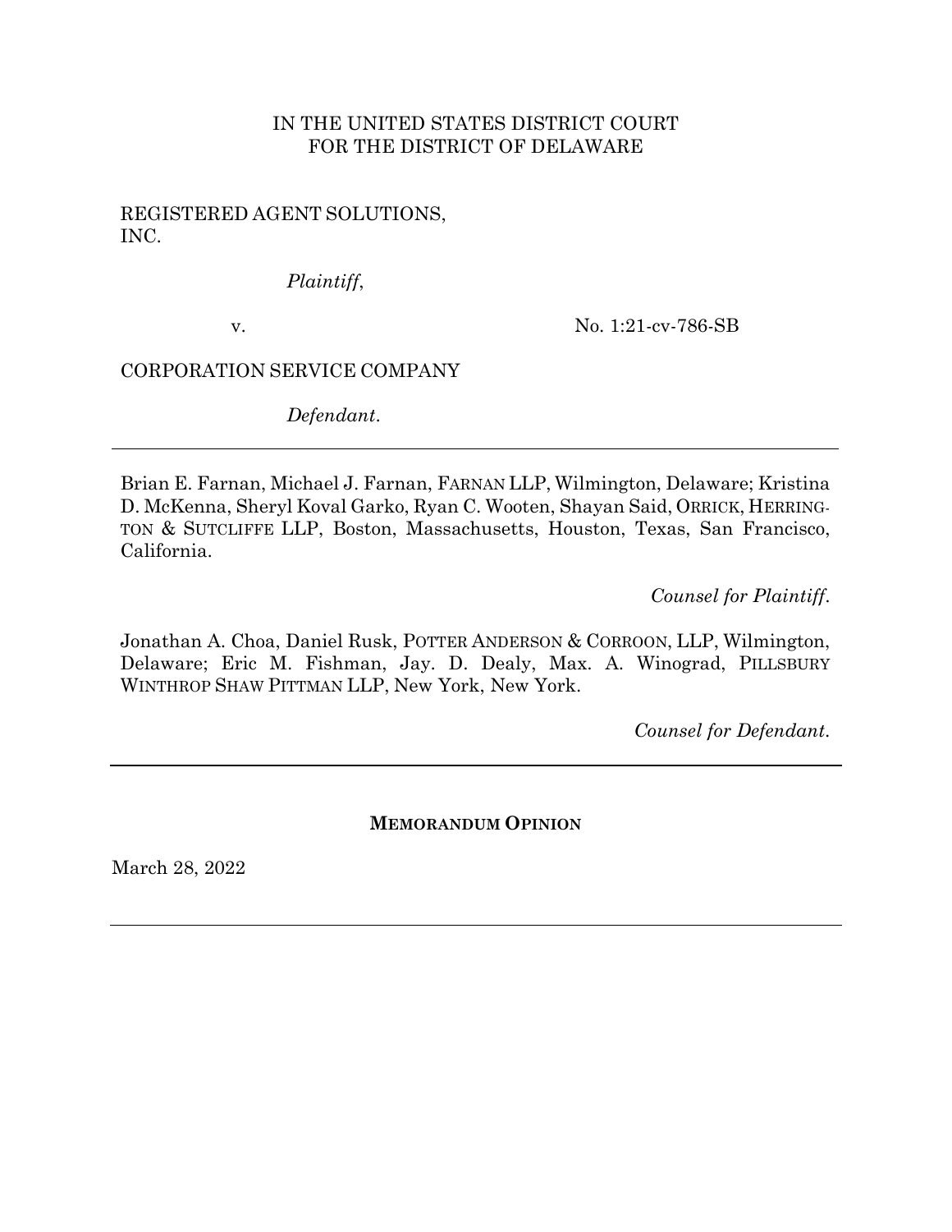IN THE UNITED STATES DISTRICT COURT
FOR THE DISTRICT OF DELAWARE

REGISTERED AGENT SOLUTIONS, INC.

*Plaintiff*,

v.

No. 1:21-cv-786-SB

CORPORATION SERVICE COMPANY

*Defendant*.

---

Brian E. Farnan, Michael J. Farnan, FARNAN LLP, Wilmington, Delaware; Kristina D. McKenna, Sheryl Koval Garko, Ryan C. Wooten, Shayan Said, ORRICK, HERRINGTON & SUTCLIFFE LLP, Boston, Massachusetts, Houston, Texas, San Francisco, California.

*Counsel for Plaintiff*.

Jonathan A. Choa, Daniel Rusk, POTTER ANDERSON & CORROON, LLP, Wilmington, Delaware; Eric M. Fishman, Jay. D. Dealy, Max. A. Winograd, PILLSBURY WINTHROP SHAW PITTMAN LLP, New York, New York.

*Counsel for Defendant*.

---

**MEMORANDUM OPINION**

March 28, 2022

---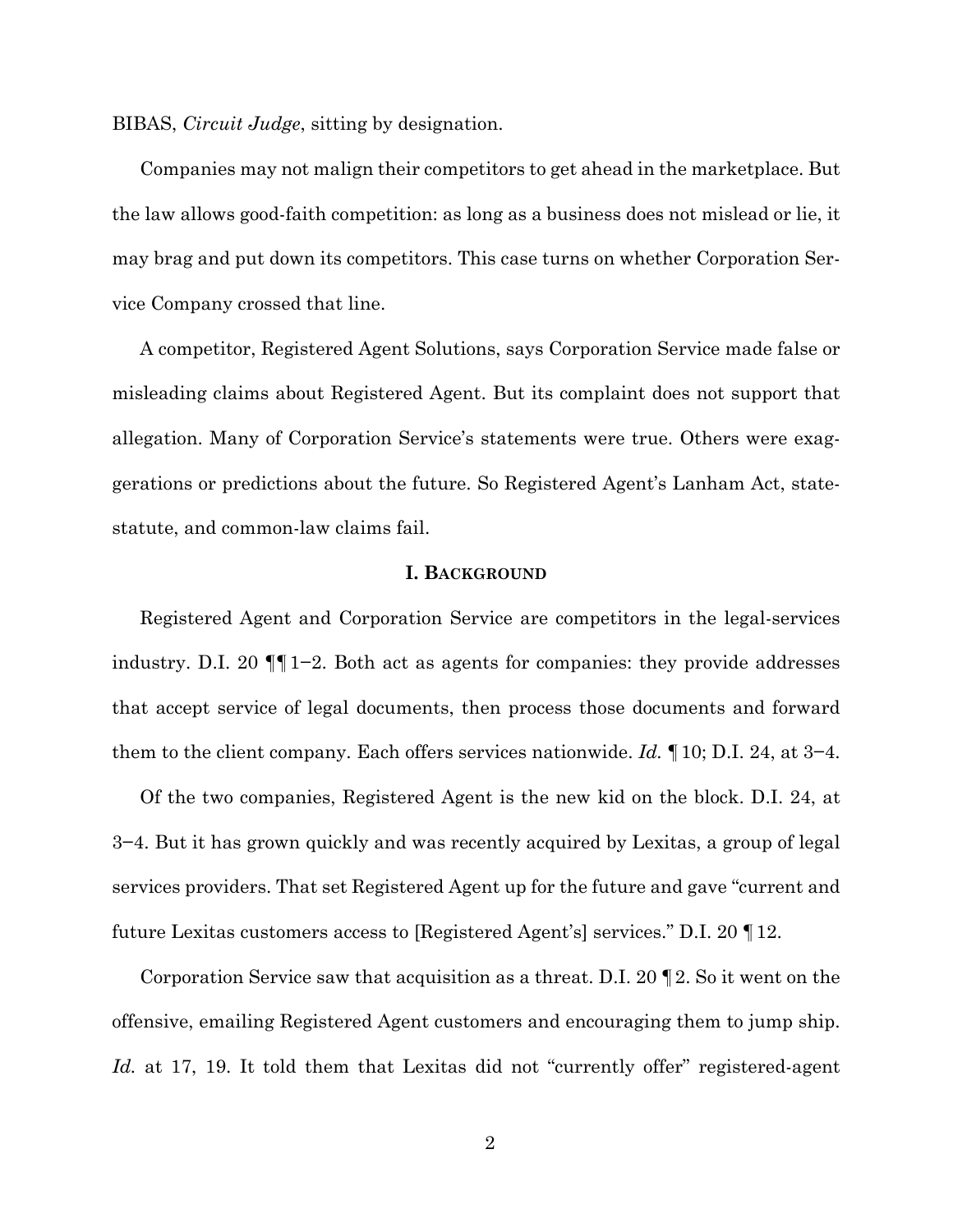BIBAS, *Circuit Judge*, sitting by designation.

Companies may not malign their competitors to get ahead in the marketplace. But the law allows good-faith competition: as long as a business does not mislead or lie, it may brag and put down its competitors. This case turns on whether Corporation Service Company crossed that line.

A competitor, Registered Agent Solutions, says Corporation Service made false or misleading claims about Registered Agent. But its complaint does not support that allegation. Many of Corporation Service's statements were true. Others were exaggerations or predictions about the future. So Registered Agent's Lanham Act, state-statute, and common-law claims fail.

## I. Background

Registered Agent and Corporation Service are competitors in the legal-services industry. D.I. 20 ¶¶ 1–2. Both act as agents for companies: they provide addresses that accept service of legal documents, then process those documents and forward them to the client company. Each offers services nationwide. *Id.* ¶ 10; D.I. 24, at 3–4.

Of the two companies, Registered Agent is the new kid on the block. D.I. 24, at 3–4. But it has grown quickly and was recently acquired by Lexitas, a group of legal services providers. That set Registered Agent up for the future and gave "current and future Lexitas customers access to [Registered Agent's] services." D.I. 20 ¶ 12.

Corporation Service saw that acquisition as a threat. D.I. 20 ¶ 2. So it went on the offensive, emailing Registered Agent customers and encouraging them to jump ship. *Id.* at 17, 19. It told them that Lexitas did not "currently offer" registered-agent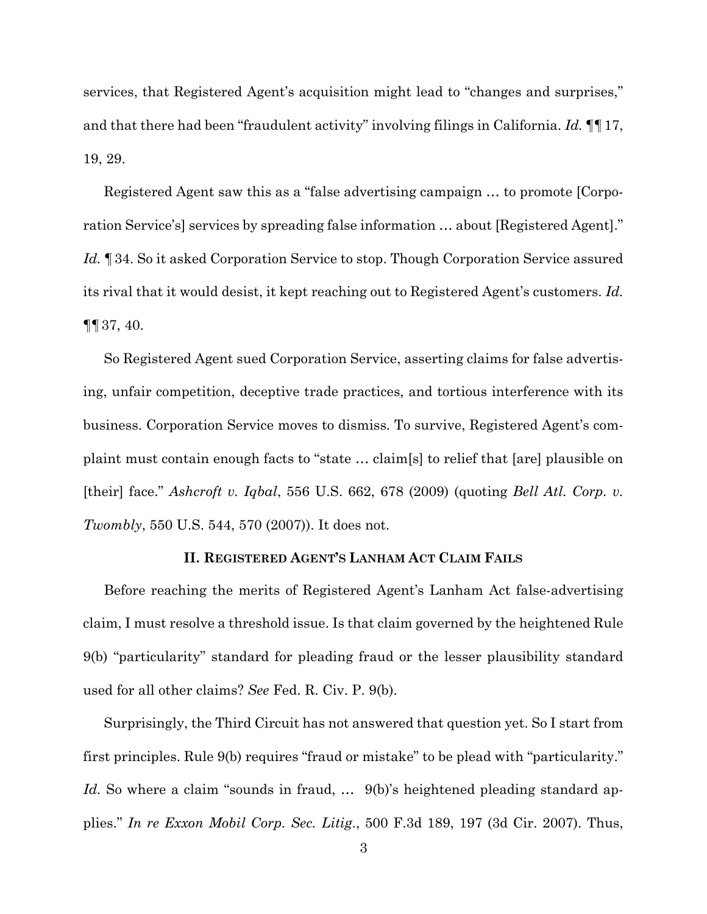services, that Registered Agent's acquisition might lead to "changes and surprises," and that there had been "fraudulent activity" involving filings in California. *Id.* ¶¶ 17, 19, 29.

Registered Agent saw this as a "false advertising campaign … to promote [Corporation Service's] services by spreading false information … about [Registered Agent]." *Id.* ¶ 34. So it asked Corporation Service to stop. Though Corporation Service assured its rival that it would desist, it kept reaching out to Registered Agent's customers. *Id.* ¶¶ 37, 40.

So Registered Agent sued Corporation Service, asserting claims for false advertising, unfair competition, deceptive trade practices, and tortious interference with its business. Corporation Service moves to dismiss. To survive, Registered Agent's complaint must contain enough facts to "state … claim[s] to relief that [are] plausible on [their] face." *Ashcroft v. Iqbal*, 556 U.S. 662, 678 (2009) (quoting *Bell Atl. Corp. v. Twombly*, 550 U.S. 544, 570 (2007)). It does not.

## II. REGISTERED AGENT'S LANHAM ACT CLAIM FAILS

Before reaching the merits of Registered Agent's Lanham Act false-advertising claim, I must resolve a threshold issue. Is that claim governed by the heightened Rule 9(b) "particularity" standard for pleading fraud or the lesser plausibility standard used for all other claims? *See* Fed. R. Civ. P. 9(b).

Surprisingly, the Third Circuit has not answered that question yet. So I start from first principles. Rule 9(b) requires "fraud or mistake" to be plead with "particularity." *Id.* So where a claim "sounds in fraud, … 9(b)'s heightened pleading standard applies." *In re Exxon Mobil Corp. Sec. Litig.*, 500 F.3d 189, 197 (3d Cir. 2007). Thus,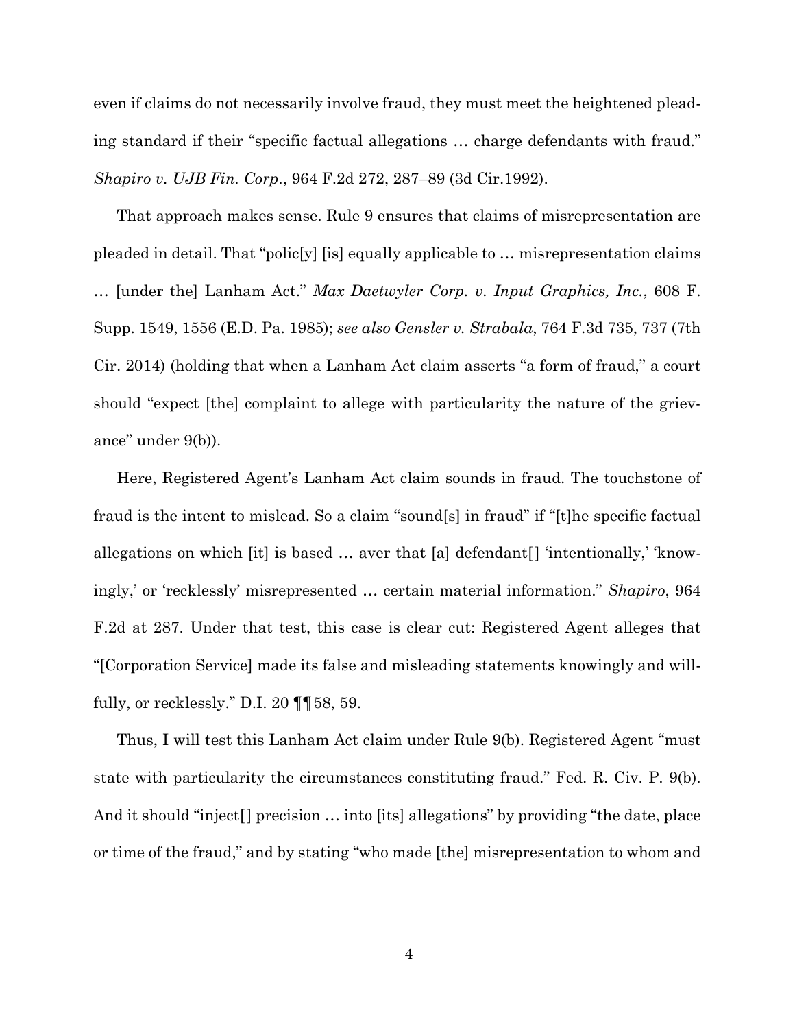even if claims do not necessarily involve fraud, they must meet the heightened pleading standard if their "specific factual allegations … charge defendants with fraud." *Shapiro v. UJB Fin. Corp.*, 964 F.2d 272, 287–89 (3d Cir.1992).

That approach makes sense. Rule 9 ensures that claims of misrepresentation are pleaded in detail. That "polic[y] [is] equally applicable to … misrepresentation claims … [under the] Lanham Act." *Max Daetwyler Corp. v. Input Graphics, Inc.*, 608 F. Supp. 1549, 1556 (E.D. Pa. 1985); *see also Gensler v. Strabala*, 764 F.3d 735, 737 (7th Cir. 2014) (holding that when a Lanham Act claim asserts "a form of fraud," a court should "expect [the] complaint to allege with particularity the nature of the grievance" under 9(b)).

Here, Registered Agent's Lanham Act claim sounds in fraud. The touchstone of fraud is the intent to mislead. So a claim "sound[s] in fraud" if "[t]he specific factual allegations on which [it] is based … aver that [a] defendant[] 'intentionally,' 'knowingly,' or 'recklessly' misrepresented … certain material information." *Shapiro*, 964 F.2d at 287. Under that test, this case is clear cut: Registered Agent alleges that "[Corporation Service] made its false and misleading statements knowingly and willfully, or recklessly." D.I. 20 ¶¶ 58, 59.

Thus, I will test this Lanham Act claim under Rule 9(b). Registered Agent "must state with particularity the circumstances constituting fraud." Fed. R. Civ. P. 9(b). And it should "inject[] precision … into [its] allegations" by providing "the date, place or time of the fraud," and by stating "who made [the] misrepresentation to whom and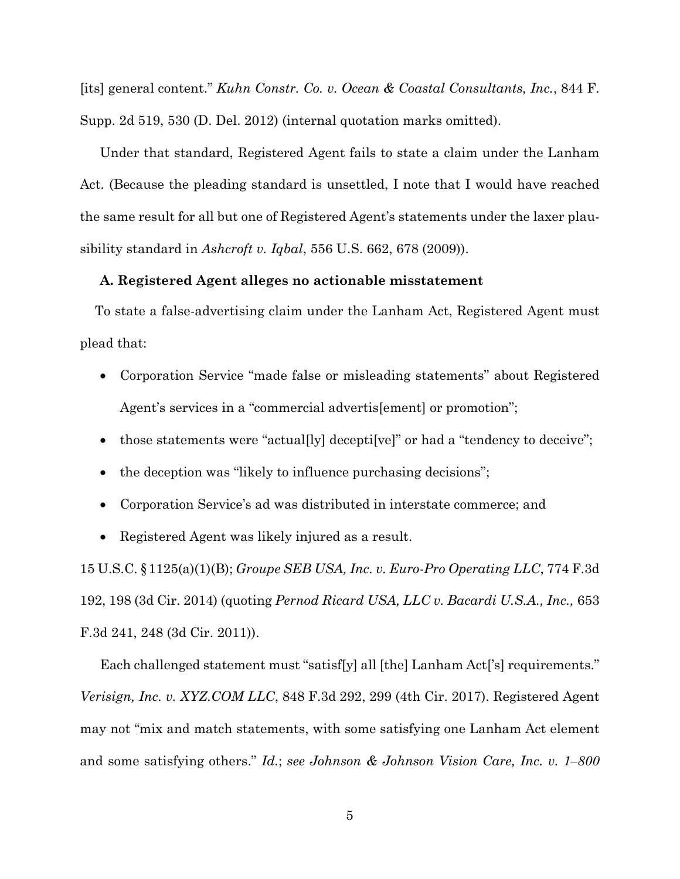[its] general content." *Kuhn Constr. Co. v. Ocean & Coastal Consultants, Inc.*, 844 F. Supp. 2d 519, 530 (D. Del. 2012) (internal quotation marks omitted).

Under that standard, Registered Agent fails to state a claim under the Lanham Act. (Because the pleading standard is unsettled, I note that I would have reached the same result for all but one of Registered Agent's statements under the laxer plausibility standard in *Ashcroft v. Iqbal*, 556 U.S. 662, 678 (2009)).

**A. Registered Agent alleges no actionable misstatement**

To state a false-advertising claim under the Lanham Act, Registered Agent must plead that:

- Corporation Service "made false or misleading statements" about Registered Agent's services in a "commercial advertis[ement] or promotion";
- those statements were "actual[ly] decepti[ve]" or had a "tendency to deceive";
- the deception was "likely to influence purchasing decisions";
- Corporation Service's ad was distributed in interstate commerce; and
- Registered Agent was likely injured as a result.

15 U.S.C. § 1125(a)(1)(B); *Groupe SEB USA, Inc. v. Euro-Pro Operating LLC*, 774 F.3d 192, 198 (3d Cir. 2014) (quoting *Pernod Ricard USA, LLC v. Bacardi U.S.A., Inc.,* 653 F.3d 241, 248 (3d Cir. 2011)).

Each challenged statement must "satisf[y] all [the] Lanham Act['s] requirements." *Verisign, Inc. v. XYZ.COM LLC*, 848 F.3d 292, 299 (4th Cir. 2017). Registered Agent may not "mix and match statements, with some satisfying one Lanham Act element and some satisfying others." *Id.*; *see Johnson & Johnson Vision Care, Inc. v. 1–800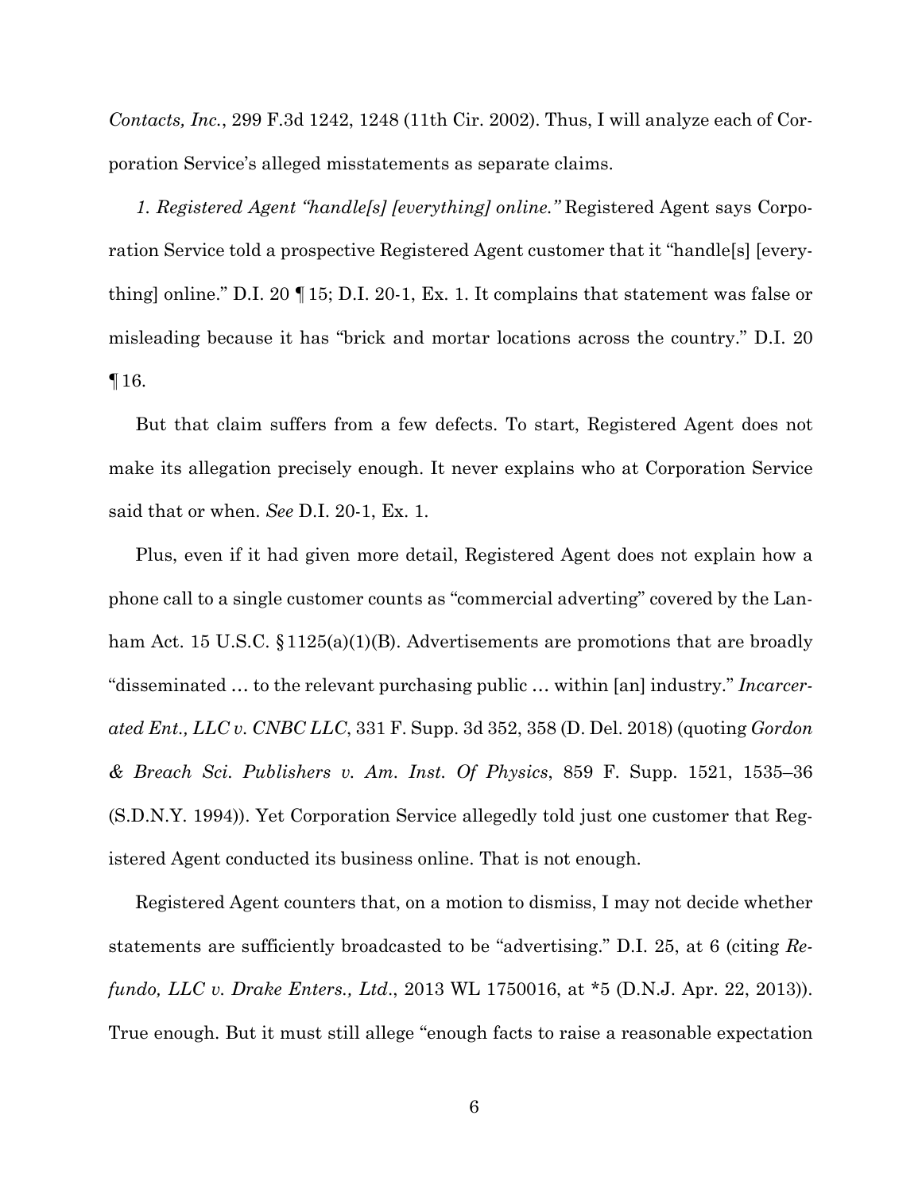*Contacts, Inc.*, 299 F.3d 1242, 1248 (11th Cir. 2002). Thus, I will analyze each of Corporation Service's alleged misstatements as separate claims.

*1. Registered Agent "handle[s] [everything] online."* Registered Agent says Corporation Service told a prospective Registered Agent customer that it "handle[s] [everything] online." D.I. 20 ¶ 15; D.I. 20-1, Ex. 1. It complains that statement was false or misleading because it has "brick and mortar locations across the country." D.I. 20 ¶ 16.

But that claim suffers from a few defects. To start, Registered Agent does not make its allegation precisely enough. It never explains who at Corporation Service said that or when. *See* D.I. 20-1, Ex. 1.

Plus, even if it had given more detail, Registered Agent does not explain how a phone call to a single customer counts as "commercial adverting" covered by the Lanham Act. 15 U.S.C. § 1125(a)(1)(B). Advertisements are promotions that are broadly "disseminated … to the relevant purchasing public … within [an] industry." *Incarcerated Ent., LLC v. CNBC LLC*, 331 F. Supp. 3d 352, 358 (D. Del. 2018) (quoting *Gordon & Breach Sci. Publishers v. Am. Inst. Of Physics*, 859 F. Supp. 1521, 1535–36 (S.D.N.Y. 1994)). Yet Corporation Service allegedly told just one customer that Registered Agent conducted its business online. That is not enough.

Registered Agent counters that, on a motion to dismiss, I may not decide whether statements are sufficiently broadcasted to be "advertising." D.I. 25, at 6 (citing *Refundo, LLC v. Drake Enters., Ltd*., 2013 WL 1750016, at *5 (D.N.J. Apr. 22, 2013)). True enough. But it must still allege "enough facts to raise a reasonable expectation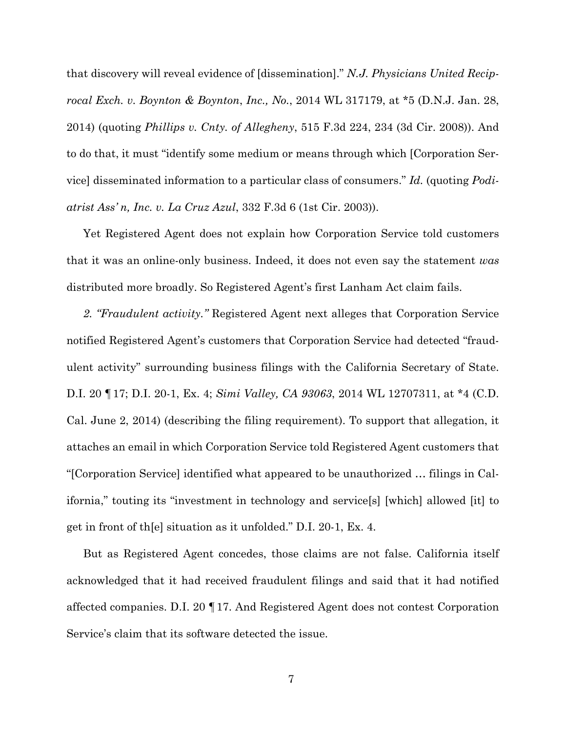that discovery will reveal evidence of [dissemination]." *N.J. Physicians United Reciprocal Exch. v. Boynton & Boynton, Inc., No.*, 2014 WL 317179, at *5 (D.N.J. Jan. 28, 2014) (quoting *Phillips v. Cnty. of Allegheny*, 515 F.3d 224, 234 (3d Cir. 2008)). And to do that, it must "identify some medium or means through which [Corporation Service] disseminated information to a particular class of consumers." *Id.* (quoting *Podiatrist Ass'n, Inc. v. La Cruz Azul*, 332 F.3d 6 (1st Cir. 2003)).

Yet Registered Agent does not explain how Corporation Service told customers that it was an online-only business. Indeed, it does not even say the statement *was* distributed more broadly. So Registered Agent's first Lanham Act claim fails.

*2. "Fraudulent activity."* Registered Agent next alleges that Corporation Service notified Registered Agent's customers that Corporation Service had detected "fraudulent activity" surrounding business filings with the California Secretary of State. D.I. 20 ¶ 17; D.I. 20-1, Ex. 4; *Simi Valley, CA 93063*, 2014 WL 12707311, at *4 (C.D. Cal. June 2, 2014) (describing the filing requirement). To support that allegation, it attaches an email in which Corporation Service told Registered Agent customers that "[Corporation Service] identified what appeared to be unauthorized … filings in California," touting its "investment in technology and service[s] [which] allowed [it] to get in front of th[e] situation as it unfolded." D.I. 20-1, Ex. 4.

But as Registered Agent concedes, those claims are not false. California itself acknowledged that it had received fraudulent filings and said that it had notified affected companies. D.I. 20 ¶ 17. And Registered Agent does not contest Corporation Service's claim that its software detected the issue.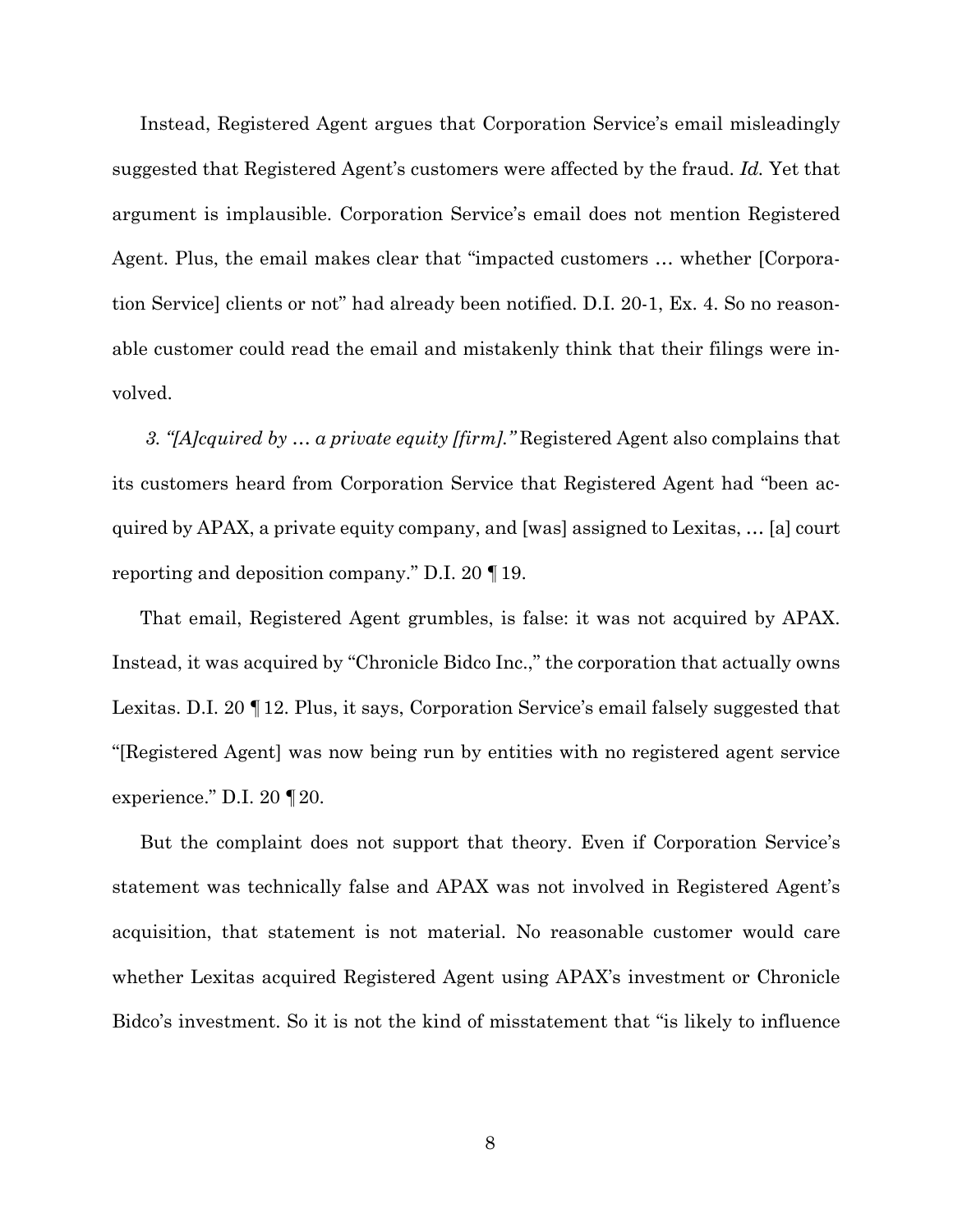Instead, Registered Agent argues that Corporation Service's email misleadingly suggested that Registered Agent's customers were affected by the fraud. *Id.* Yet that argument is implausible. Corporation Service's email does not mention Registered Agent. Plus, the email makes clear that "impacted customers … whether [Corporation Service] clients or not" had already been notified. D.I. 20-1, Ex. 4. So no reasonable customer could read the email and mistakenly think that their filings were involved.

*3. "[A]cquired by … a private equity [firm]."* Registered Agent also complains that its customers heard from Corporation Service that Registered Agent had "been acquired by APAX, a private equity company, and [was] assigned to Lexitas, … [a] court reporting and deposition company." D.I. 20 ¶ 19.

That email, Registered Agent grumbles, is false: it was not acquired by APAX. Instead, it was acquired by "Chronicle Bidco Inc.," the corporation that actually owns Lexitas. D.I. 20 ¶ 12. Plus, it says, Corporation Service's email falsely suggested that "[Registered Agent] was now being run by entities with no registered agent service experience." D.I. 20 ¶ 20.

But the complaint does not support that theory. Even if Corporation Service's statement was technically false and APAX was not involved in Registered Agent's acquisition, that statement is not material. No reasonable customer would care whether Lexitas acquired Registered Agent using APAX's investment or Chronicle Bidco's investment. So it is not the kind of misstatement that "is likely to influence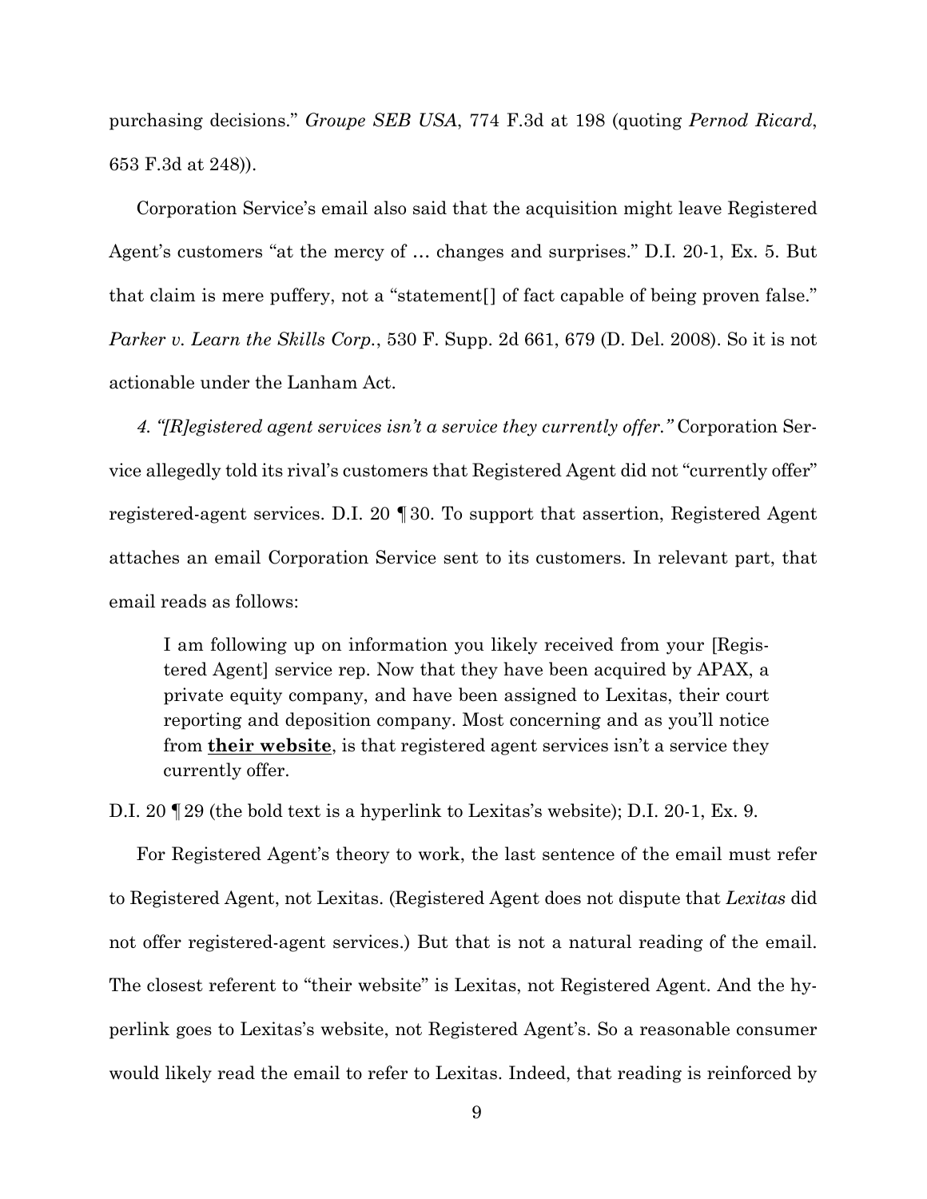purchasing decisions." *Groupe SEB USA*, 774 F.3d at 198 (quoting *Pernod Ricard*, 653 F.3d at 248)).

Corporation Service's email also said that the acquisition might leave Registered Agent's customers "at the mercy of … changes and surprises." D.I. 20-1, Ex. 5. But that claim is mere puffery, not a "statement[] of fact capable of being proven false." *Parker v. Learn the Skills Corp.*, 530 F. Supp. 2d 661, 679 (D. Del. 2008). So it is not actionable under the Lanham Act.

*4. "[R]egistered agent services isn't a service they currently offer."* Corporation Service allegedly told its rival's customers that Registered Agent did not "currently offer" registered-agent services. D.I. 20 ¶ 30. To support that assertion, Registered Agent attaches an email Corporation Service sent to its customers. In relevant part, that email reads as follows:

> I am following up on information you likely received from your [Registered Agent] service rep. Now that they have been acquired by APAX, a private equity company, and have been assigned to Lexitas, their court reporting and deposition company. Most concerning and as you'll notice from **their website**, is that registered agent services isn't a service they currently offer.

D.I. 20 ¶ 29 (the bold text is a hyperlink to Lexitas's website); D.I. 20-1, Ex. 9.

For Registered Agent's theory to work, the last sentence of the email must refer to Registered Agent, not Lexitas. (Registered Agent does not dispute that *Lexitas* did not offer registered-agent services.) But that is not a natural reading of the email. The closest referent to "their website" is Lexitas, not Registered Agent. And the hyperlink goes to Lexitas's website, not Registered Agent's. So a reasonable consumer would likely read the email to refer to Lexitas. Indeed, that reading is reinforced by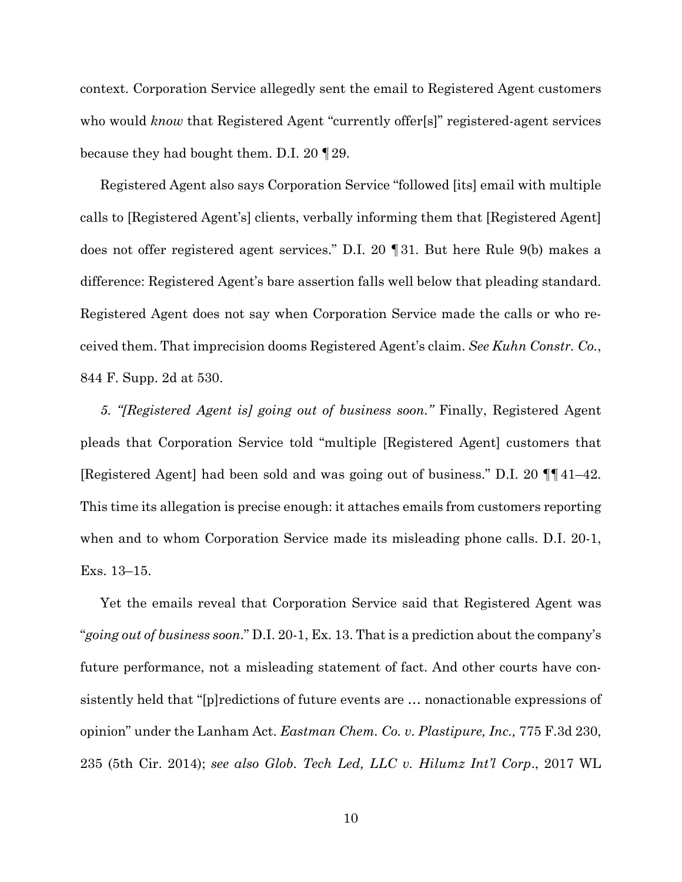context. Corporation Service allegedly sent the email to Registered Agent customers who would *know* that Registered Agent "currently offer[s]" registered-agent services because they had bought them. D.I. 20 ¶ 29.

Registered Agent also says Corporation Service "followed [its] email with multiple calls to [Registered Agent's] clients, verbally informing them that [Registered Agent] does not offer registered agent services." D.I. 20 ¶ 31. But here Rule 9(b) makes a difference: Registered Agent's bare assertion falls well below that pleading standard. Registered Agent does not say when Corporation Service made the calls or who received them. That imprecision dooms Registered Agent's claim. *See Kuhn Constr. Co.*, 844 F. Supp. 2d at 530.

*5. "[Registered Agent is] going out of business soon."* Finally, Registered Agent pleads that Corporation Service told "multiple [Registered Agent] customers that [Registered Agent] had been sold and was going out of business." D.I. 20 ¶¶ 41–42. This time its allegation is precise enough: it attaches emails from customers reporting when and to whom Corporation Service made its misleading phone calls. D.I. 20-1, Exs. 13–15.

Yet the emails reveal that Corporation Service said that Registered Agent was "*going out of business soon*." D.I. 20-1, Ex. 13. That is a prediction about the company's future performance, not a misleading statement of fact. And other courts have consistently held that "[p]redictions of future events are … nonactionable expressions of opinion" under the Lanham Act. *Eastman Chem. Co. v. Plastipure, Inc.,* 775 F.3d 230, 235 (5th Cir. 2014); *see also Glob. Tech Led, LLC v. Hilumz Int'l Corp*., 2017 WL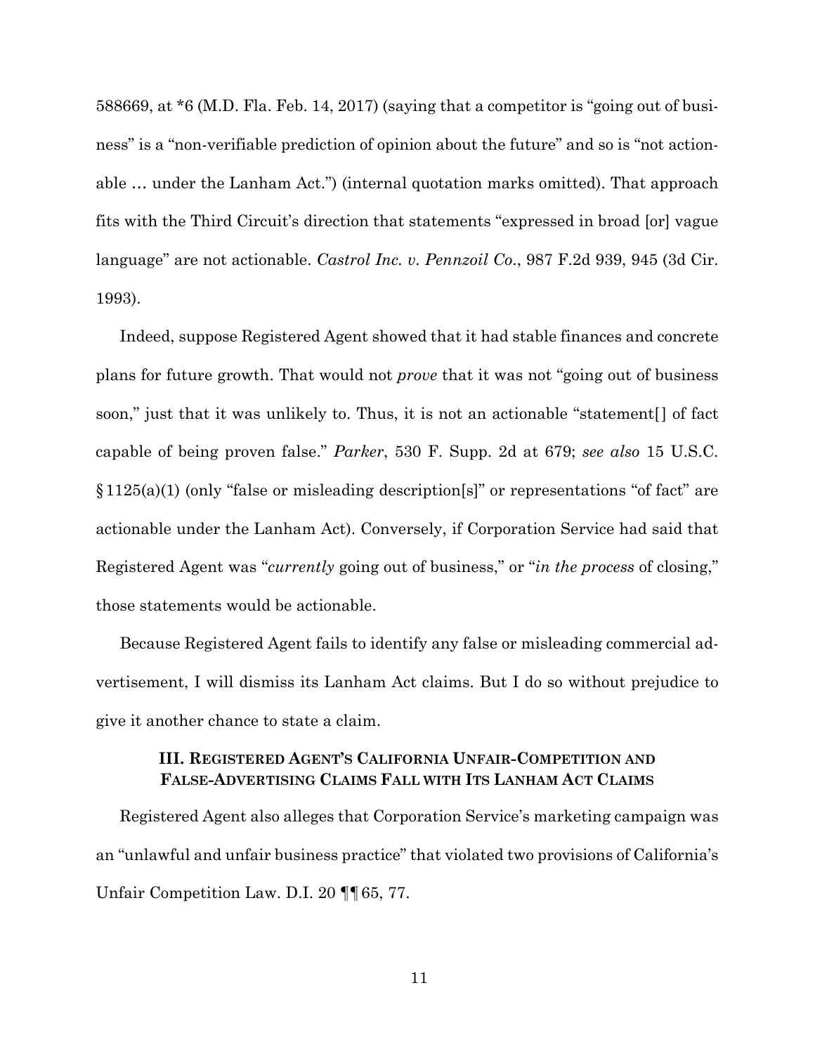588669, at *6 (M.D. Fla. Feb. 14, 2017) (saying that a competitor is "going out of business" is a "non-verifiable prediction of opinion about the future" and so is "not actionable … under the Lanham Act.") (internal quotation marks omitted). That approach fits with the Third Circuit's direction that statements "expressed in broad [or] vague language" are not actionable. *Castrol Inc. v. Pennzoil Co.*, 987 F.2d 939, 945 (3d Cir. 1993).

Indeed, suppose Registered Agent showed that it had stable finances and concrete plans for future growth. That would not *prove* that it was not "going out of business soon," just that it was unlikely to. Thus, it is not an actionable "statement[] of fact capable of being proven false." *Parker*, 530 F. Supp. 2d at 679; *see also* 15 U.S.C. § 1125(a)(1) (only "false or misleading description[s]" or representations "of fact" are actionable under the Lanham Act). Conversely, if Corporation Service had said that Registered Agent was "*currently* going out of business," or "*in the process* of closing," those statements would be actionable.

Because Registered Agent fails to identify any false or misleading commercial advertisement, I will dismiss its Lanham Act claims. But I do so without prejudice to give it another chance to state a claim.

## III. Registered Agent's California Unfair-Competition and False-Advertising Claims Fall with Its Lanham Act Claims

Registered Agent also alleges that Corporation Service's marketing campaign was an "unlawful and unfair business practice" that violated two provisions of California's Unfair Competition Law. D.I. 20 ¶¶ 65, 77.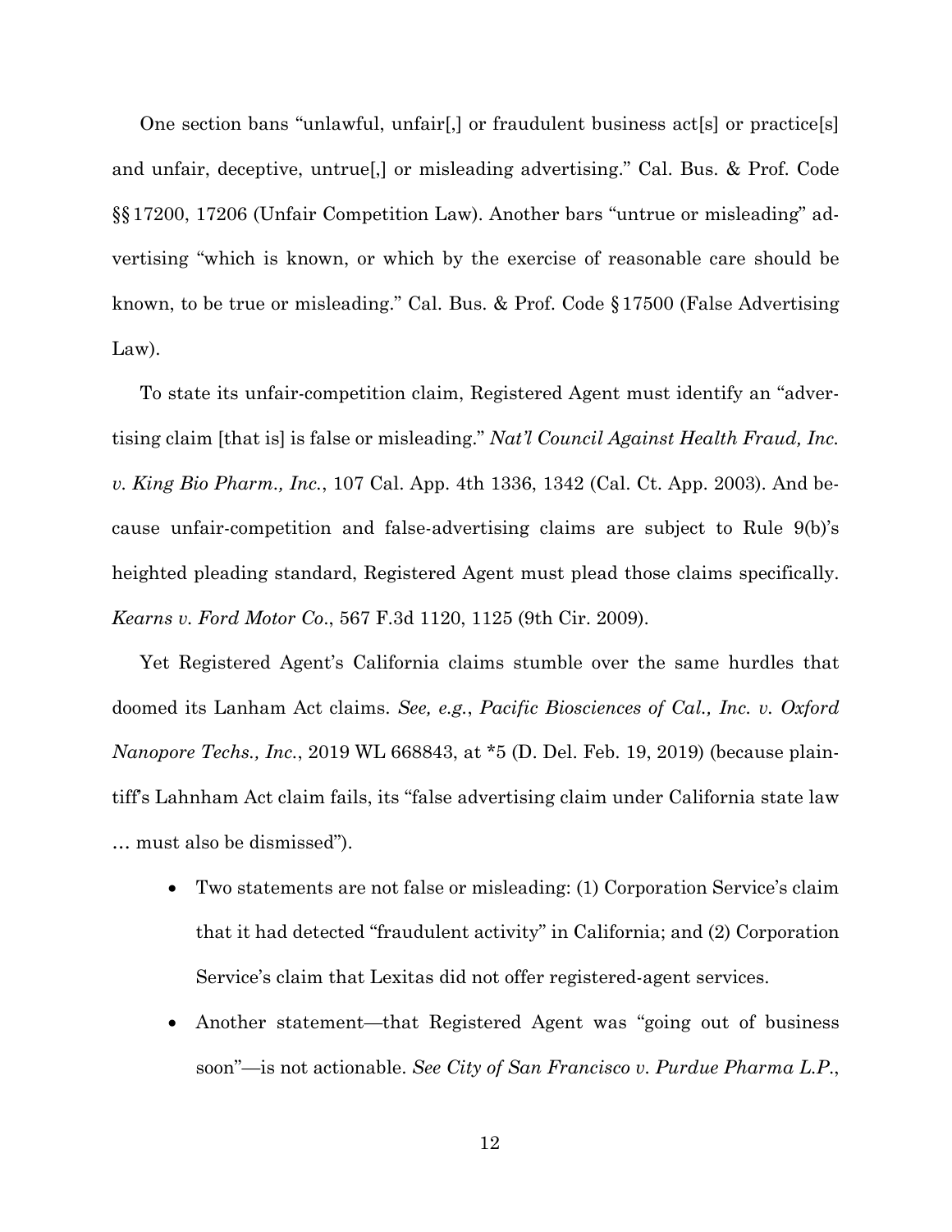One section bans "unlawful, unfair[,] or fraudulent business act[s] or practice[s] and unfair, deceptive, untrue[,] or misleading advertising." Cal. Bus. & Prof. Code §§ 17200, 17206 (Unfair Competition Law). Another bars "untrue or misleading" advertising "which is known, or which by the exercise of reasonable care should be known, to be true or misleading." Cal. Bus. & Prof. Code § 17500 (False Advertising Law).

To state its unfair-competition claim, Registered Agent must identify an "advertising claim [that is] is false or misleading." *Nat'l Council Against Health Fraud, Inc. v. King Bio Pharm., Inc.*, 107 Cal. App. 4th 1336, 1342 (Cal. Ct. App. 2003). And because unfair-competition and false-advertising claims are subject to Rule 9(b)'s heighted pleading standard, Registered Agent must plead those claims specifically. *Kearns v. Ford Motor Co*., 567 F.3d 1120, 1125 (9th Cir. 2009).

Yet Registered Agent's California claims stumble over the same hurdles that doomed its Lanham Act claims. *See, e.g.*, *Pacific Biosciences of Cal., Inc. v. Oxford Nanopore Techs., Inc.*, 2019 WL 668843, at *5 (D. Del. Feb. 19, 2019) (because plaintiff's Lahnham Act claim fails, its "false advertising claim under California state law … must also be dismissed").

- Two statements are not false or misleading: (1) Corporation Service's claim that it had detected "fraudulent activity" in California; and (2) Corporation Service's claim that Lexitas did not offer registered-agent services.
- Another statement—that Registered Agent was "going out of business soon"—is not actionable. *See City of San Francisco v. Purdue Pharma L.P.*,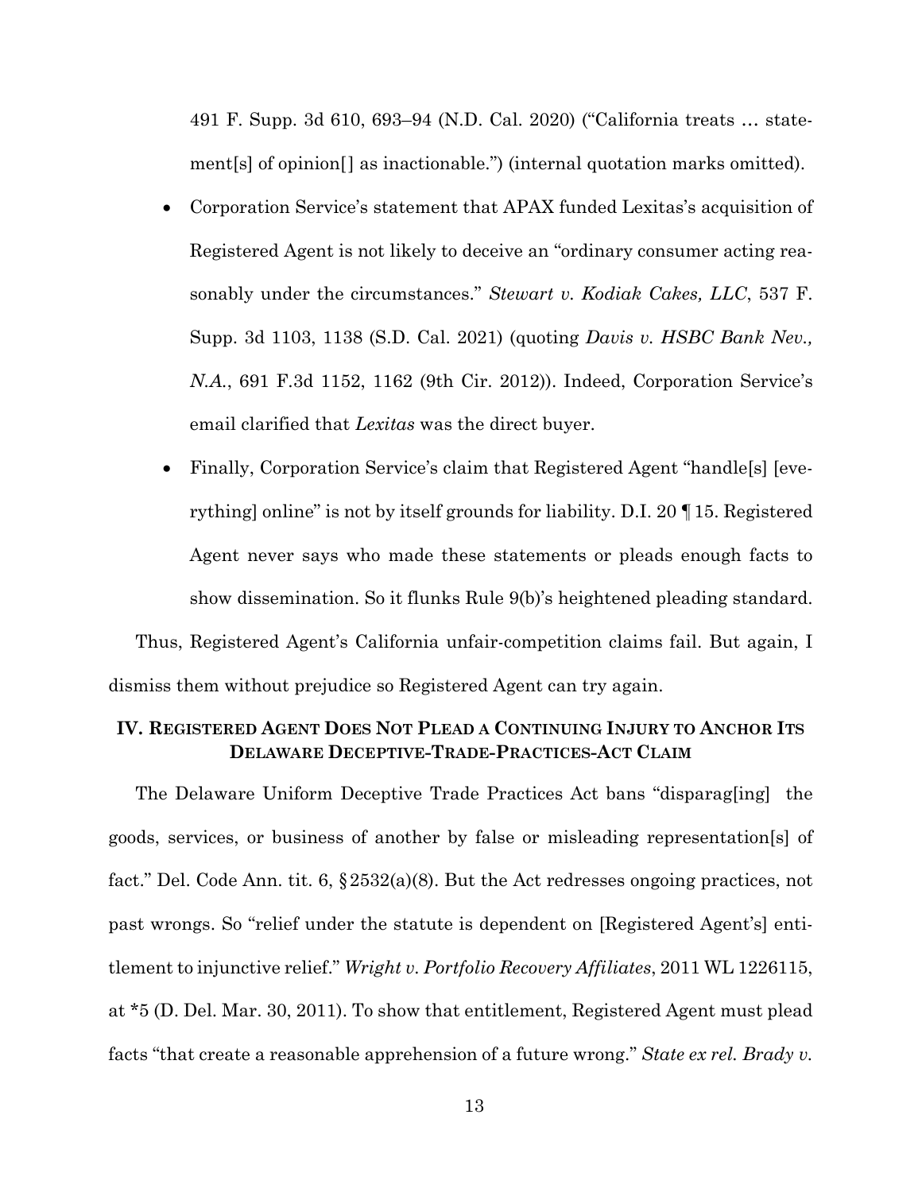491 F. Supp. 3d 610, 693–94 (N.D. Cal. 2020) ("California treats … statement[s] of opinion[] as inactionable.") (internal quotation marks omitted).

- Corporation Service's statement that APAX funded Lexitas's acquisition of Registered Agent is not likely to deceive an "ordinary consumer acting reasonably under the circumstances." *Stewart v. Kodiak Cakes, LLC*, 537 F. Supp. 3d 1103, 1138 (S.D. Cal. 2021) (quoting *Davis v. HSBC Bank Nev., N.A.*, 691 F.3d 1152, 1162 (9th Cir. 2012)). Indeed, Corporation Service's email clarified that *Lexitas* was the direct buyer.
- Finally, Corporation Service's claim that Registered Agent "handle[s] [everything] online" is not by itself grounds for liability. D.I. 20 ¶ 15. Registered Agent never says who made these statements or pleads enough facts to show dissemination. So it flunks Rule 9(b)'s heightened pleading standard.

Thus, Registered Agent's California unfair-competition claims fail. But again, I dismiss them without prejudice so Registered Agent can try again.

## IV. Registered Agent Does Not Plead a Continuing Injury to Anchor Its Delaware Deceptive-Trade-Practices-Act Claim

The Delaware Uniform Deceptive Trade Practices Act bans "disparag[ing] the goods, services, or business of another by false or misleading representation[s] of fact." Del. Code Ann. tit. 6, § 2532(a)(8). But the Act redresses ongoing practices, not past wrongs. So "relief under the statute is dependent on [Registered Agent's] entitlement to injunctive relief." *Wright v. Portfolio Recovery Affiliates*, 2011 WL 1226115, at *5 (D. Del. Mar. 30, 2011). To show that entitlement, Registered Agent must plead facts "that create a reasonable apprehension of a future wrong." *State ex rel. Brady v.*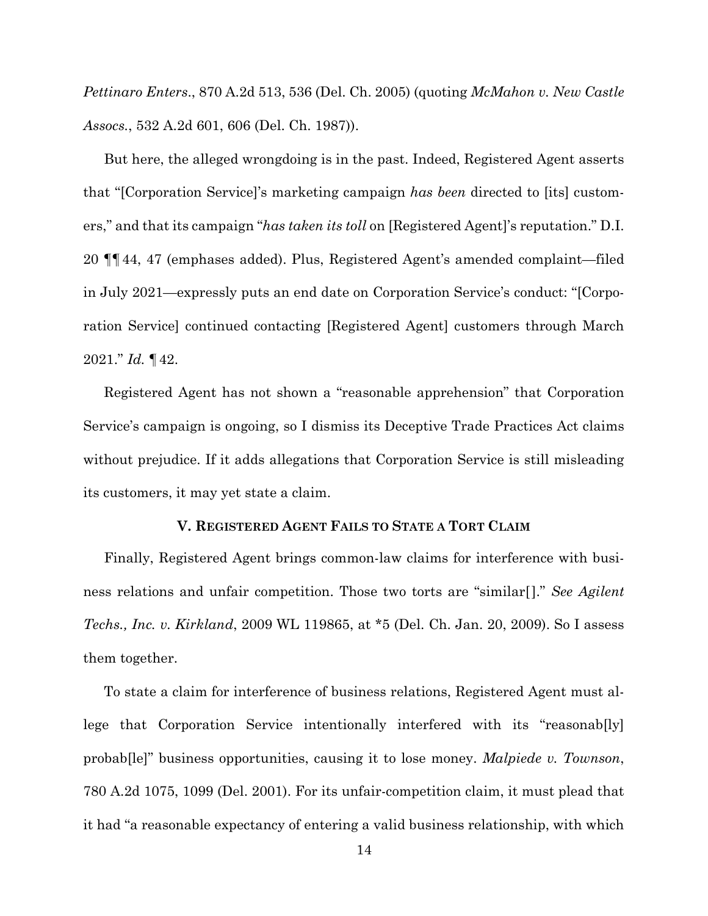*Pettinaro Enters*., 870 A.2d 513, 536 (Del. Ch. 2005) (quoting *McMahon v. New Castle Assocs.*, 532 A.2d 601, 606 (Del. Ch. 1987)).

But here, the alleged wrongdoing is in the past. Indeed, Registered Agent asserts that "[Corporation Service]'s marketing campaign *has been* directed to [its] customers," and that its campaign "*has taken its toll* on [Registered Agent]'s reputation." D.I. 20 ¶¶ 44, 47 (emphases added). Plus, Registered Agent's amended complaint—filed in July 2021—expressly puts an end date on Corporation Service's conduct: "[Corporation Service] continued contacting [Registered Agent] customers through March 2021." *Id.* ¶ 42.

Registered Agent has not shown a "reasonable apprehension" that Corporation Service's campaign is ongoing, so I dismiss its Deceptive Trade Practices Act claims without prejudice. If it adds allegations that Corporation Service is still misleading its customers, it may yet state a claim.

## V. Registered Agent Fails to State a Tort Claim

Finally, Registered Agent brings common-law claims for interference with business relations and unfair competition. Those two torts are "similar[]." *See Agilent Techs., Inc. v. Kirkland*, 2009 WL 119865, at *5 (Del. Ch. Jan. 20, 2009). So I assess them together.

To state a claim for interference of business relations, Registered Agent must allege that Corporation Service intentionally interfered with its "reasonab[ly] probab[le]" business opportunities, causing it to lose money. *Malpiede v. Townson*, 780 A.2d 1075, 1099 (Del. 2001). For its unfair-competition claim, it must plead that it had "a reasonable expectancy of entering a valid business relationship, with which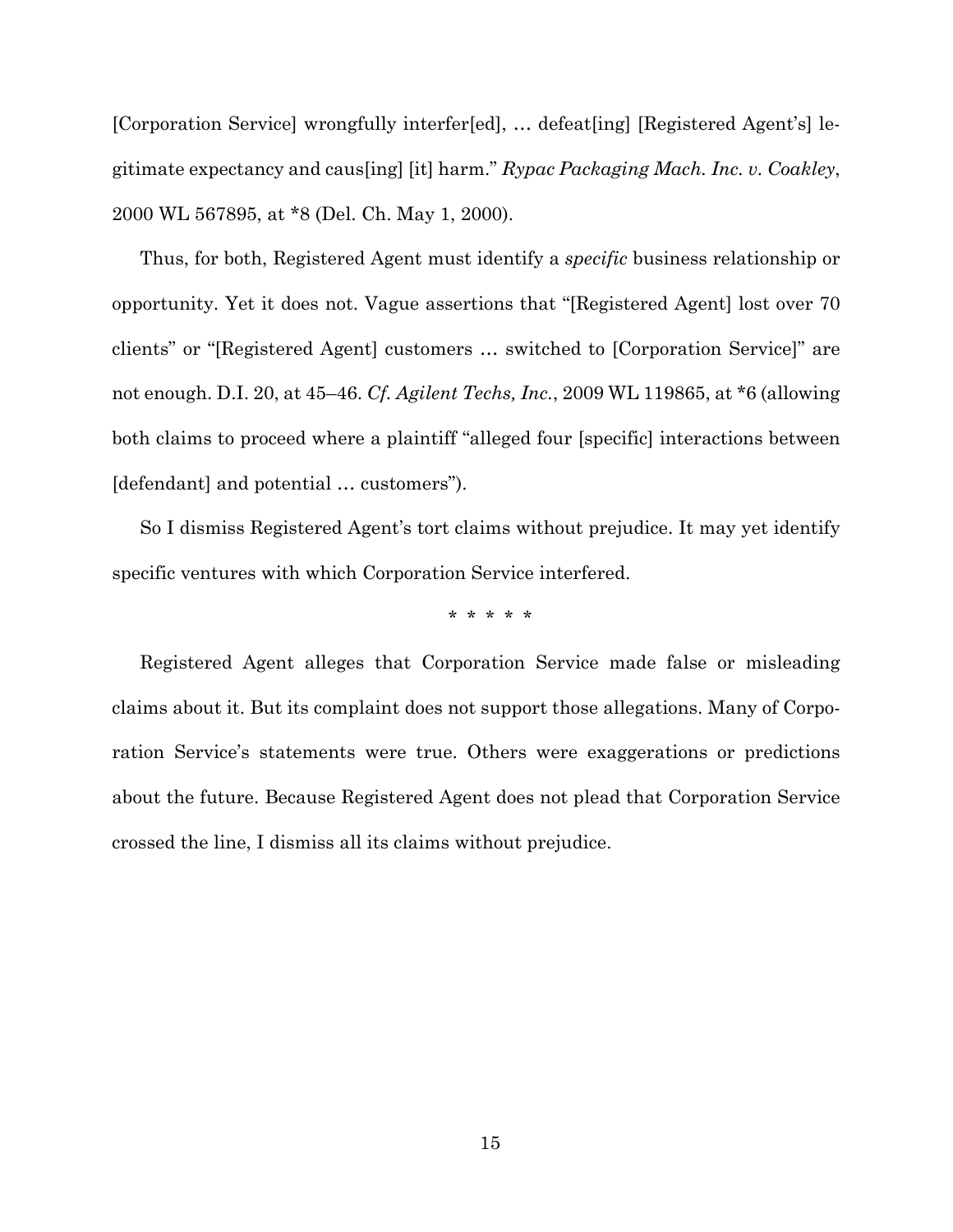[Corporation Service] wrongfully interfer[ed], … defeat[ing] [Registered Agent's] legitimate expectancy and caus[ing] [it] harm." *Rypac Packaging Mach. Inc. v. Coakley*, 2000 WL 567895, at *8 (Del. Ch. May 1, 2000).

Thus, for both, Registered Agent must identify a *specific* business relationship or opportunity. Yet it does not. Vague assertions that "[Registered Agent] lost over 70 clients" or "[Registered Agent] customers … switched to [Corporation Service]" are not enough. D.I. 20, at 45–46. *Cf. Agilent Techs, Inc.*, 2009 WL 119865, at *6 (allowing both claims to proceed where a plaintiff "alleged four [specific] interactions between [defendant] and potential … customers").

So I dismiss Registered Agent's tort claims without prejudice. It may yet identify specific ventures with which Corporation Service interfered.

\* \* \* \* \*

Registered Agent alleges that Corporation Service made false or misleading claims about it. But its complaint does not support those allegations. Many of Corporation Service's statements were true. Others were exaggerations or predictions about the future. Because Registered Agent does not plead that Corporation Service crossed the line, I dismiss all its claims without prejudice.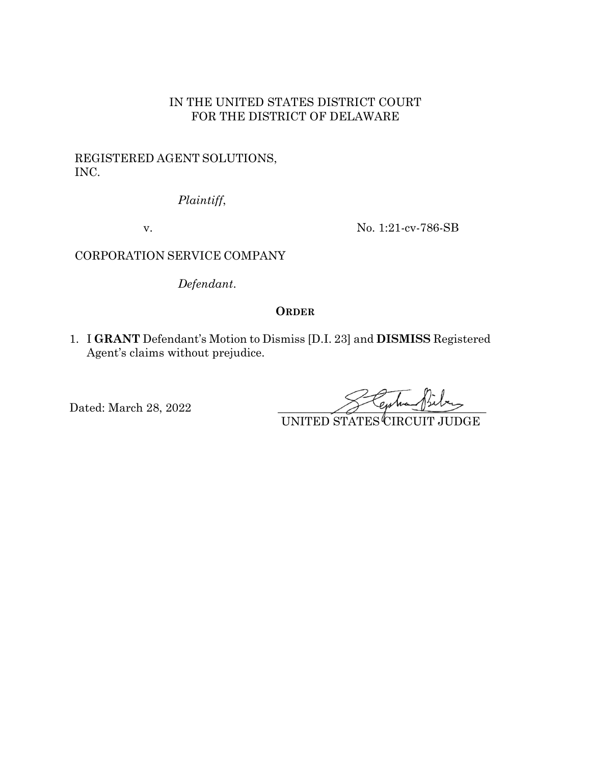IN THE UNITED STATES DISTRICT COURT
FOR THE DISTRICT OF DELAWARE

REGISTERED AGENT SOLUTIONS, INC.

*Plaintiff*,

v.

No. 1:21-cv-786-SB

CORPORATION SERVICE COMPANY

*Defendant*.

**ORDER**

1. I **GRANT** Defendant's Motion to Dismiss [D.I. 23] and **DISMISS** Registered Agent's claims without prejudice.

Dated: March 28, 2022

UNITED STATES CIRCUIT JUDGE